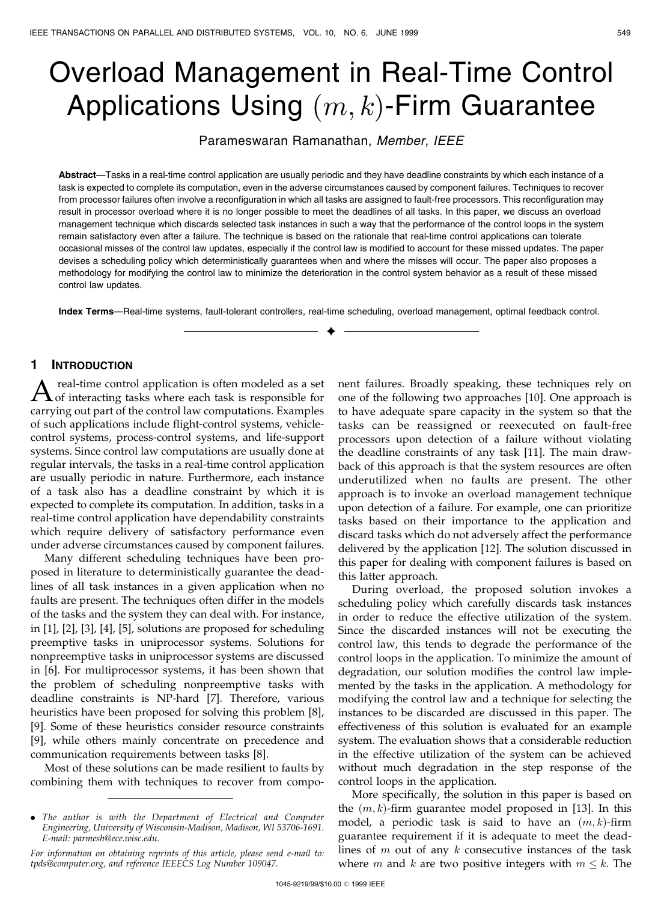# Overload Management in Real-Time Control Applications Using $(m, k)$-Firm Guarantee

Parameswaran Ramanathan, *Member*, *IEEE*

**Abstract**—Tasks in a real-time control application are usually periodic and they have deadline constraints by which each instance of a task is expected to complete its computation, even in the adverse circumstances caused by component failures. Techniques to recover from processor failures often involve a reconfiguration in which all tasks are assigned to fault-free processors. This reconfiguration may result in processor overload where it is no longer possible to meet the deadlines of all tasks. In this paper, we discuss an overload management technique which discards selected task instances in such a way that the performance of the control loops in the system remain satisfactory even after a failure. The technique is based on the rationale that real-time control applications can tolerate occasional misses of the control law updates, especially if the control law is modified to account for these missed updates. The paper devises a scheduling policy which deterministically guarantees when and where the misses will occur. The paper also proposes a methodology for modifying the control law to minimize the deterioration in the control system behavior as a result of these missed control law updates.

**Index Terms**—Real-time systems, fault-tolerant controllers, real-time scheduling, overload management, optimal feedback control.

## 1 Introduction

A real-time control application is often modeled as a set of interacting tasks where each task is responsible for carrying out part of the control law computations. Examples of such applications include flight-control systems, vehicle-control systems, process-control systems, and life-support systems. Since control law computations are usually done at regular intervals, the tasks in a real-time control application are usually periodic in nature. Furthermore, each instance of a task also has a deadline constraint by which it is expected to complete its computation. In addition, tasks in a real-time control application have dependability constraints which require delivery of satisfactory performance even under adverse circumstances caused by component failures.

Many different scheduling techniques have been proposed in literature to deterministically guarantee the deadlines of all task instances in a given application when no faults are present. The techniques often differ in the models of the tasks and the system they can deal with. For instance, in [1], [2], [3], [4], [5], solutions are proposed for scheduling preemptive tasks in uniprocessor systems. Solutions for nonpreemptive tasks in uniprocessor systems are discussed in [6]. For multiprocessor systems, it has been shown that the problem of scheduling nonpreemptive tasks with deadline constraints is NP-hard [7]. Therefore, various heuristics have been proposed for solving this problem [8], [9]. Some of these heuristics consider resource constraints [9], while others mainly concentrate on precedence and communication requirements between tasks [8].

Most of these solutions can be made resilient to faults by combining them with techniques to recover from component failures. Broadly speaking, these techniques rely on one of the following two approaches [10]. One approach is to have adequate spare capacity in the system so that the tasks can be reassigned or reexecuted on fault-free processors upon detection of a failure without violating the deadline constraints of any task [11]. The main drawback of this approach is that the system resources are often underutilized when no faults are present. The other approach is to invoke an overload management technique upon detection of a failure. For example, one can prioritize tasks based on their importance to the application and discard tasks which do not adversely affect the performance delivered by the application [12]. The solution discussed in this paper for dealing with component failures is based on this latter approach.

During overload, the proposed solution invokes a scheduling policy which carefully discards task instances in order to reduce the effective utilization of the system. Since the discarded instances will not be executing the control law, this tends to degrade the performance of the control loops in the application. To minimize the amount of degradation, our solution modifies the control law implemented by the tasks in the application. A methodology for modifying the control law and a technique for selecting the instances to be discarded are discussed in this paper. The effectiveness of this solution is evaluated for an example system. The evaluation shows that a considerable reduction in the effective utilization of the system can be achieved without much degradation in the step response of the control loops in the application.

More specifically, the solution in this paper is based on the $(m, k)$-firm guarantee model proposed in [13]. In this model, a periodic task is said to have an $(m, k)$-firm guarantee requirement if it is adequate to meet the deadlines of $m$ out of any $k$ consecutive instances of the task where $m$ and $k$ are two positive integers with $m \leq k$. The

---

- *The author is with the Department of Electrical and Computer Engineering, University of Wisconsin-Madison, Madison, WI 53706-1691. E-mail: parmesh@ece.wisc.edu.*

*For information on obtaining reprints of this article, please send e-mail to: tpds@computer.org, and reference IEEECS Log Number 109047.*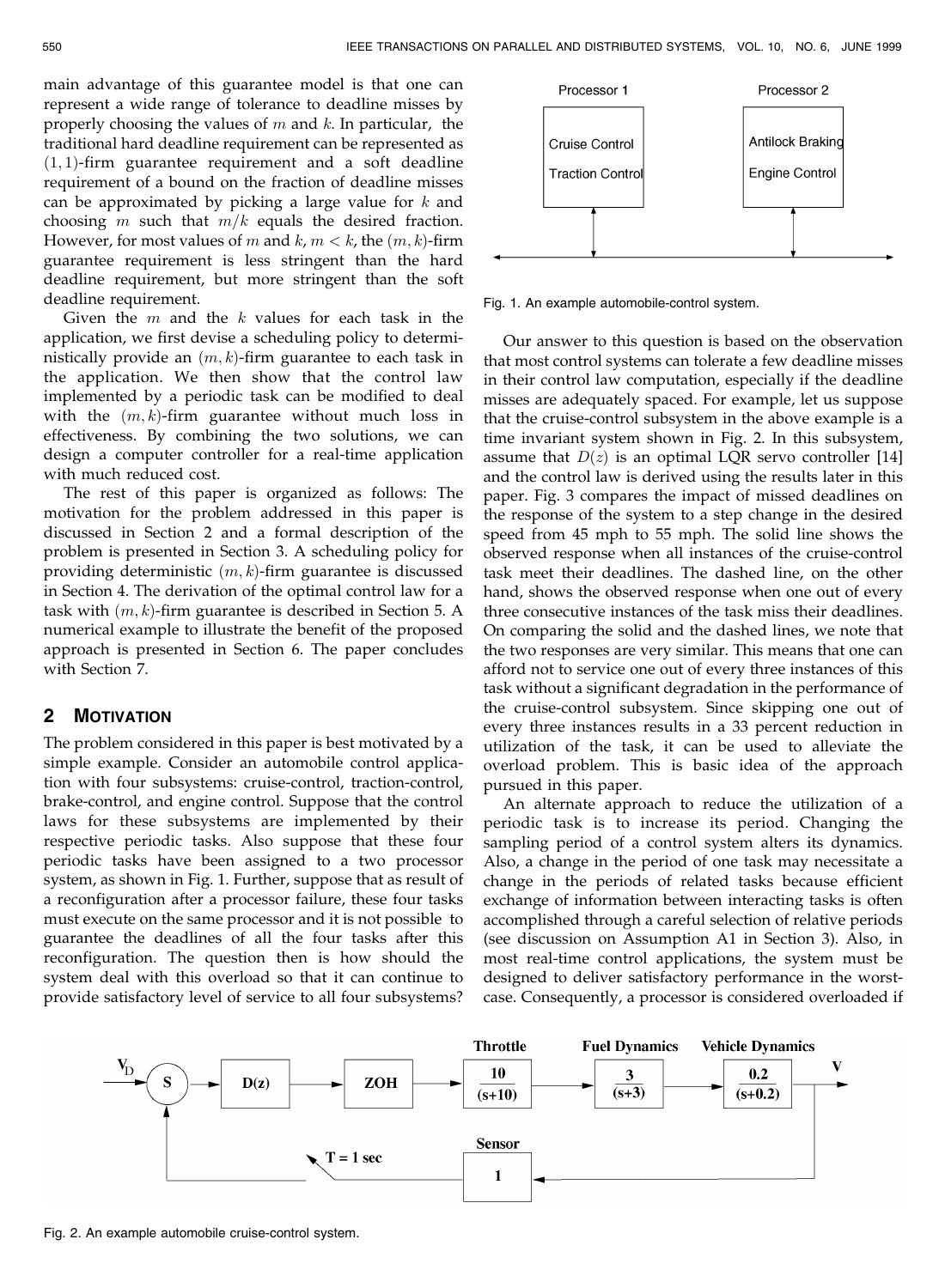main advantage of this guarantee model is that one can represent a wide range of tolerance to deadline misses by properly choosing the values of $m$ and $k$. In particular, the traditional hard deadline requirement can be represented as $(1,1)$-firm guarantee requirement and a soft deadline requirement of a bound on the fraction of deadline misses can be approximated by picking a large value for $k$ and choosing $m$ such that $m/k$ equals the desired fraction. However, for most values of $m$ and $k$, $m < k$, the $(m,k)$-firm guarantee requirement is less stringent than the hard deadline requirement, but more stringent than the soft deadline requirement.

Given the $m$ and the $k$ values for each task in the application, we first devise a scheduling policy to deterministically provide an $(m,k)$-firm guarantee to each task in the application. We then show that the control law implemented by a periodic task can be modified to deal with the $(m,k)$-firm guarantee without much loss in effectiveness. By combining the two solutions, we can design a computer controller for a real-time application with much reduced cost.

The rest of this paper is organized as follows: The motivation for the problem addressed in this paper is discussed in Section 2 and a formal description of the problem is presented in Section 3. A scheduling policy for providing deterministic $(m,k)$-firm guarantee is discussed in Section 4. The derivation of the optimal control law for a task with $(m,k)$-firm guarantee is described in Section 5. A numerical example to illustrate the benefit of the proposed approach is presented in Section 6. The paper concludes with Section 7.

## 2 Motivation

The problem considered in this paper is best motivated by a simple example. Consider an automobile control application with four subsystems: cruise-control, traction-control, brake-control, and engine control. Suppose that the control laws for these subsystems are implemented by their respective periodic tasks. Also suppose that these four periodic tasks have been assigned to a two processor system, as shown in Fig. 1. Further, suppose that as result of a reconfiguration after a processor failure, these four tasks must execute on the same processor and it is not possible to guarantee the deadlines of all the four tasks after this reconfiguration. The question then is how should the system deal with this overload so that it can continue to provide satisfactory level of service to all four subsystems?

Fig. 1. An example automobile-control system.

Our answer to this question is based on the observation that most control systems can tolerate a few deadline misses in their control law computation, especially if the deadline misses are adequately spaced. For example, let us suppose that the cruise-control subsystem in the above example is a time invariant system shown in Fig. 2. In this subsystem, assume that $D(z)$ is an optimal LQR servo controller [14] and the control law is derived using the results later in this paper. Fig. 3 compares the impact of missed deadlines on the response of the system to a step change in the desired speed from 45 mph to 55 mph. The solid line shows the observed response when all instances of the cruise-control task meet their deadlines. The dashed line, on the other hand, shows the observed response when one out of every three consecutive instances of the task miss their deadlines. On comparing the solid and the dashed lines, we note that the two responses are very similar. This means that one can afford not to service one out of every three instances of this task without a significant degradation in the performance of the cruise-control subsystem. Since skipping one out of every three instances results in a 33 percent reduction in utilization of the task, it can be used to alleviate the overload problem. This is basic idea of the approach pursued in this paper.

An alternate approach to reduce the utilization of a periodic task is to increase its period. Changing the sampling period of a control system alters its dynamics. Also, a change in the period of one task may necessitate a change in the periods of related tasks because efficient exchange of information between interacting tasks is often accomplished through a careful selection of relative periods (see discussion on Assumption A1 in Section 3). Also, in most real-time control applications, the system must be designed to deliver satisfactory performance in the worst-case. Consequently, a processor is considered overloaded if

Fig. 2. An example automobile cruise-control system.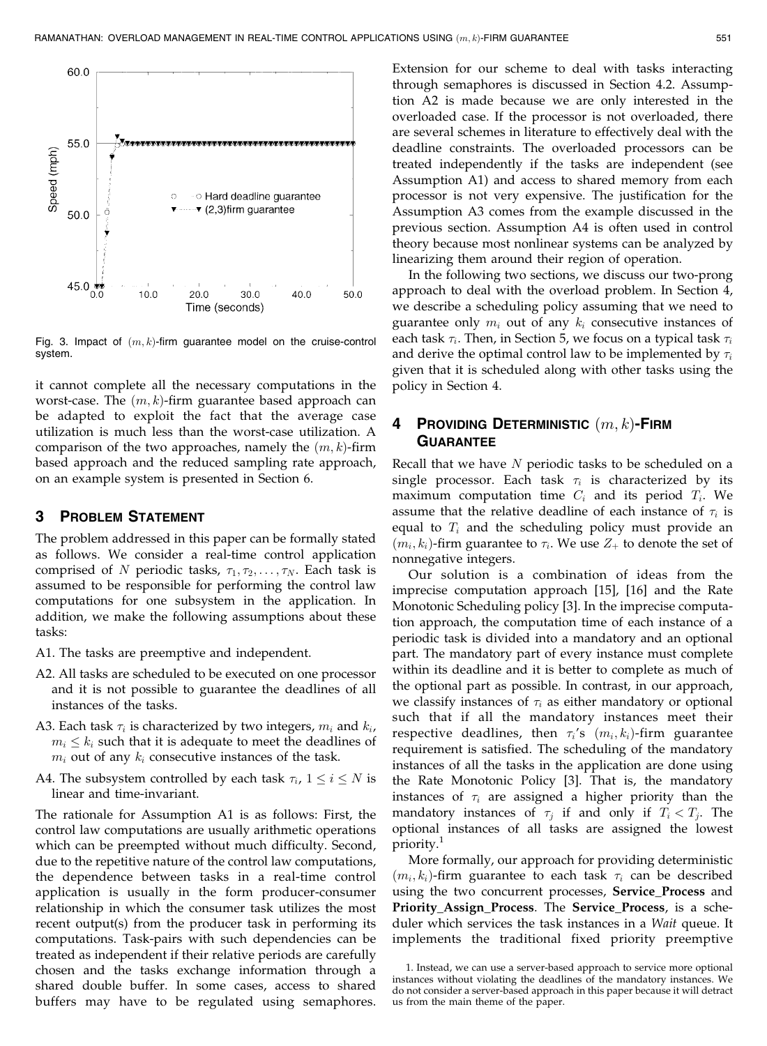Fig. 3. Impact of $(m, k)$-firm guarantee model on the cruise-control system.

it cannot complete all the necessary computations in the worst-case. The $(m, k)$-firm guarantee based approach can be adapted to exploit the fact that the average case utilization is much less than the worst-case utilization. A comparison of the two approaches, namely the $(m, k)$-firm based approach and the reduced sampling rate approach, on an example system is presented in Section 6.

## 3 Problem Statement

The problem addressed in this paper can be formally stated as follows. We consider a real-time control application comprised of $N$ periodic tasks, $\tau_1, \tau_2, \ldots, \tau_N$. Each task is assumed to be responsible for performing the control law computations for one subsystem in the application. In addition, we make the following assumptions about these tasks:

A1. The tasks are preemptive and independent.

A2. All tasks are scheduled to be executed on one processor and it is not possible to guarantee the deadlines of all instances of the tasks.

A3. Each task $\tau_i$ is characterized by two integers, $m_i$ and $k_i$, $m_i \leq k_i$ such that it is adequate to meet the deadlines of $m_i$ out of any $k_i$ consecutive instances of the task.

A4. The subsystem controlled by each task $\tau_i$, $1 \leq i \leq N$ is linear and time-invariant.

The rationale for Assumption A1 is as follows: First, the control law computations are usually arithmetic operations which can be preempted without much difficulty. Second, due to the repetitive nature of the control law computations, the dependence between tasks in a real-time control application is usually in the form producer-consumer relationship in which the consumer task utilizes the most recent output(s) from the producer task in performing its computations. Task-pairs with such dependencies can be treated as independent if their relative periods are carefully chosen and the tasks exchange information through a shared double buffer. In some cases, access to shared buffers may have to be regulated using semaphores. Extension for our scheme to deal with tasks interacting through semaphores is discussed in Section 4.2. Assumption A2 is made because we are only interested in the overloaded case. If the processor is not overloaded, there are several schemes in literature to effectively deal with the deadline constraints. The overloaded processors can be treated independently if the tasks are independent (see Assumption A1) and access to shared memory from each processor is not very expensive. The justification for the Assumption A3 comes from the example discussed in the previous section. Assumption A4 is often used in control theory because most nonlinear systems can be analyzed by linearizing them around their region of operation.

In the following two sections, we discuss our two-prong approach to deal with the overload problem. In Section 4, we describe a scheduling policy assuming that we need to guarantee only $m_i$ out of any $k_i$ consecutive instances of each task $\tau_i$. Then, in Section 5, we focus on a typical task $\tau_i$ and derive the optimal control law to be implemented by $\tau_i$ given that it is scheduled along with other tasks using the policy in Section 4.

## 4 Providing Deterministic $(m, k)$-Firm Guarantee

Recall that we have $N$ periodic tasks to be scheduled on a single processor. Each task $\tau_i$ is characterized by its maximum computation time $C_i$ and its period $T_i$. We assume that the relative deadline of each instance of $\tau_i$ is equal to $T_i$ and the scheduling policy must provide an $(m_i, k_i)$-firm guarantee to $\tau_i$. We use $Z_+$ to denote the set of nonnegative integers.

Our solution is a combination of ideas from the imprecise computation approach [15], [16] and the Rate Monotonic Scheduling policy [3]. In the imprecise computation approach, the computation time of each instance of a periodic task is divided into a mandatory and an optional part. The mandatory part of every instance must complete within its deadline and it is better to complete as much of the optional part as possible. In contrast, in our approach, we classify instances of $\tau_i$ as either mandatory or optional such that if all the mandatory instances meet their respective deadlines, then $\tau_i$'s $(m_i, k_i)$-firm guarantee requirement is satisfied. The scheduling of the mandatory instances of all the tasks in the application are done using the Rate Monotonic Policy [3]. That is, the mandatory instances of $\tau_i$ are assigned a higher priority than the mandatory instances of $\tau_j$ if and only if $T_i < T_j$. The optional instances of all tasks are assigned the lowest priority.[1]

More formally, our approach for providing deterministic $(m_i, k_i)$-firm guarantee to each task $\tau_i$ can be described using the two concurrent processes, **Service_Process** and **Priority_Assign_Process**. The **Service_Process**, is a scheduler which services the task instances in a *Wait* queue. It implements the traditional fixed priority preemptive

1. Instead, we can use a server-based approach to service more optional instances without violating the deadlines of the mandatory instances. We do not consider a server-based approach in this paper because it will detract us from the main theme of the paper.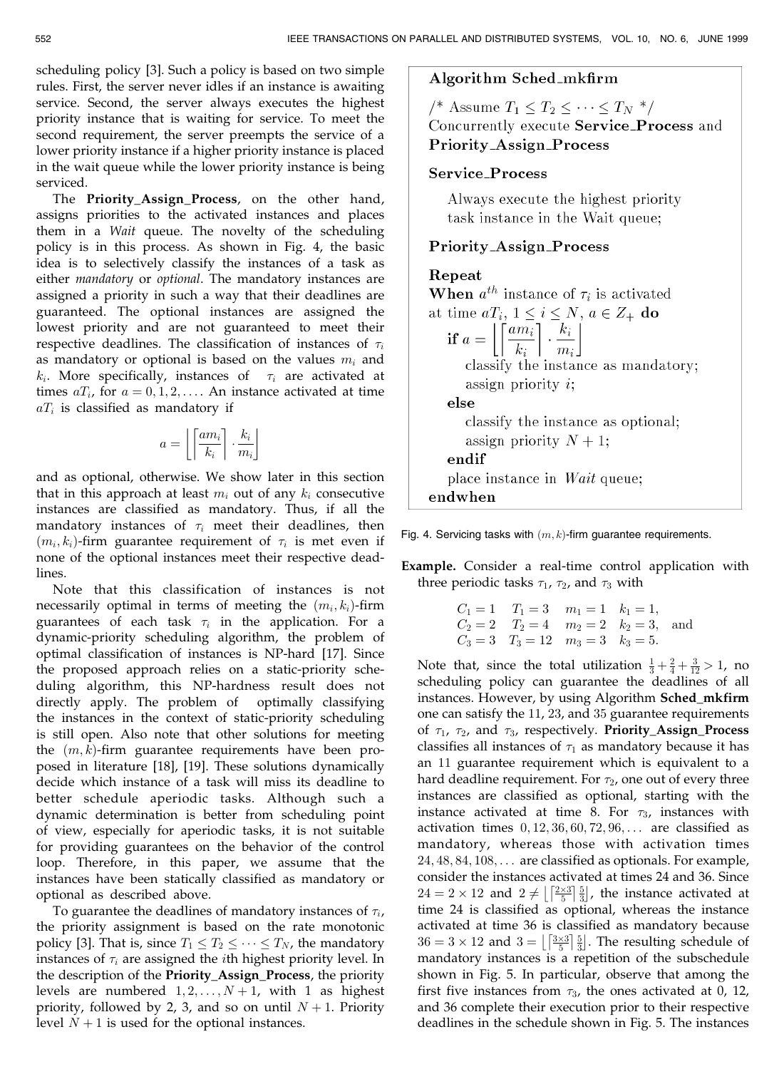scheduling policy [3]. Such a policy is based on two simple rules. First, the server never idles if an instance is awaiting service. Second, the server always executes the highest priority instance that is waiting for service. To meet the second requirement, the server preempts the service of a lower priority instance if a higher priority instance is placed in the wait queue while the lower priority instance is being serviced.

The **Priority_Assign_Process**, on the other hand, assigns priorities to the activated instances and places them in a *Wait* queue. The novelty of the scheduling policy is in this process. As shown in Fig. 4, the basic idea is to selectively classify the instances of a task as either *mandatory* or *optional*. The mandatory instances are assigned a priority in such a way that their deadlines are guaranteed. The optional instances are assigned the lowest priority and are not guaranteed to meet their respective deadlines. The classification of instances of $\tau_i$ as mandatory or optional is based on the values $m_i$ and $k_i$. More specifically, instances of $\tau_i$ are activated at times $aT_i$, for $a = 0, 1, 2, \ldots$. An instance activated at time $aT_i$ is classified as mandatory if

$$a = \left\lfloor \left\lceil \frac{am_i}{k_i} \right\rceil \cdot \frac{k_i}{m_i} \right\rfloor$$

and as optional, otherwise. We show later in this section that in this approach at least $m_i$ out of any $k_i$ consecutive instances are classified as mandatory. Thus, if all the mandatory instances of $\tau_i$ meet their deadlines, then $(m_i, k_i)$-firm guarantee requirement of $\tau_i$ is met even if none of the optional instances meet their respective deadlines.

Note that this classification of instances is not necessarily optimal in terms of meeting the $(m_i, k_i)$-firm guarantees of each task $\tau_i$ in the application. For a dynamic-priority scheduling algorithm, the problem of optimal classification of instances is NP-hard [17]. Since the proposed approach relies on a static-priority scheduling algorithm, this NP-hardness result does not directly apply. The problem of optimally classifying the instances in the context of static-priority scheduling is still open. Also note that other solutions for meeting the $(m, k)$-firm guarantee requirements have been proposed in literature [18], [19]. These solutions dynamically decide which instance of a task will miss its deadline to better schedule aperiodic tasks. Although such a dynamic determination is better from scheduling point of view, especially for aperiodic tasks, it is not suitable for providing guarantees on the behavior of the control loop. Therefore, in this paper, we assume that the instances have been statically classified as mandatory or optional as described above.

To guarantee the deadlines of mandatory instances of $\tau_i$, the priority assignment is based on the rate monotonic policy [3]. That is, since $T_1 \leq T_2 \leq \cdots \leq T_N$, the mandatory instances of $\tau_i$ are assigned the $i$th highest priority level. In the description of the **Priority_Assign_Process**, the priority levels are numbered $1, 2, \ldots, N+1$, with 1 as highest priority, followed by 2, 3, and so on until $N+1$. Priority level $N+1$ is used for the optional instances.

**Algorithm Sched_mkfirm**

/* Assume $T_1 \leq T_2 \leq \cdots \leq T_N$ */
Concurrently execute **Service_Process** and **Priority_Assign_Process**

**Service_Process**

Always execute the highest priority task instance in the Wait queue;

**Priority_Assign_Process**

**Repeat**
**When** $a^{th}$ instance of $\tau_i$ is activated at time $aT_i$, $1 \leq i \leq N$, $a \in Z_+$ **do**
  **if** $a = \left\lfloor \left\lceil \frac{am_i}{k_i} \right\rceil \cdot \frac{k_i}{m_i} \right\rfloor$
    classify the instance as mandatory;
    assign priority $i$;
  **else**
    classify the instance as optional;
    assign priority $N+1$;
  **endif**
  place instance in *Wait* queue;
**endwhen**

Fig. 4. Servicing tasks with $(m, k)$-firm guarantee requirements.

**Example.** Consider a real-time control application with three periodic tasks $\tau_1$, $\tau_2$, and $\tau_3$ with

$$C_1 = 1 \quad T_1 = 3 \quad m_1 = 1 \quad k_1 = 1,$$
$$C_2 = 2 \quad T_2 = 4 \quad m_2 = 2 \quad k_2 = 3, \quad \text{and}$$
$$C_3 = 3 \quad T_3 = 12 \quad m_3 = 3 \quad k_3 = 5.$$

Note that, since the total utilization $\frac{1}{3} + \frac{2}{4} + \frac{3}{12} > 1$, no scheduling policy can guarantee the deadlines of all instances. However, by using Algorithm **Sched_mkfirm** one can satisfy the 11, 23, and 35 guarantee requirements of $\tau_1$, $\tau_2$, and $\tau_3$, respectively. **Priority_Assign_Process** classifies all instances of $\tau_1$ as mandatory because it has an 11 guarantee requirement which is equivalent to a hard deadline requirement. For $\tau_2$, one out of every three instances are classified as optional, starting with the instance activated at time 8. For $\tau_3$, instances with activation times $0, 12, 36, 60, 72, 96, \ldots$ are classified as mandatory, whereas those with activation times $24, 48, 84, 108, \ldots$ are classified as optionals. For example, consider the instances activated at times 24 and 36. Since $24 = 2 \times 12$ and $2 \neq \left\lfloor \left\lceil \frac{2 \times 3}{5} \right\rceil \frac{5}{3} \right\rfloor$, the instance activated at time 24 is classified as optional, whereas the instance activated at time 36 is classified as mandatory because $36 = 3 \times 12$ and $3 = \left\lfloor \left\lceil \frac{3 \times 3}{5} \right\rceil \frac{5}{3} \right\rfloor$. The resulting schedule of mandatory instances is a repetition of the subschedule shown in Fig. 5. In particular, observe that among the first five instances from $\tau_3$, the ones activated at 0, 12, and 36 complete their execution prior to their respective deadlines in the schedule shown in Fig. 5. The instances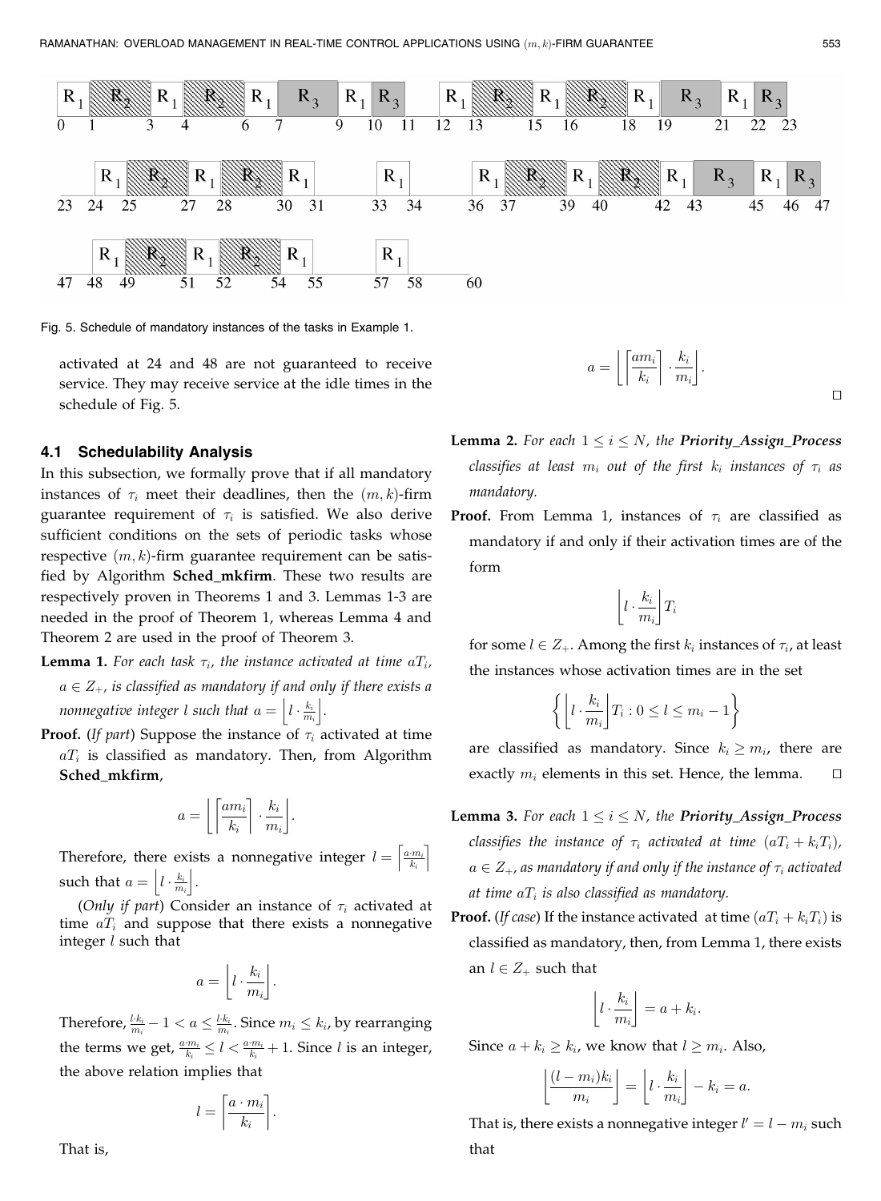Fig. 5. Schedule of mandatory instances of the tasks in Example 1.

activated at 24 and 48 are not guaranteed to receive service. They may receive service at the idle times in the schedule of Fig. 5.

### 4.1 Schedulability Analysis

In this subsection, we formally prove that if all mandatory instances of $\tau_i$ meet their deadlines, then the $(m, k)$-firm guarantee requirement of $\tau_i$ is satisfied. We also derive sufficient conditions on the sets of periodic tasks whose respective $(m, k)$-firm guarantee requirement can be satisfied by Algorithm **Sched_mkfirm**. These two results are respectively proven in Theorems 1 and 3. Lemmas 1-3 are needed in the proof of Theorem 1, whereas Lemma 4 and Theorem 2 are used in the proof of Theorem 3.

**Lemma 1.** *For each task $\tau_i$, the instance activated at time $aT_i$, $a \in Z_+$, is classified as mandatory if and only if there exists a nonnegative integer $l$ such that $a = \left\lfloor l \cdot \frac{k_i}{m_i} \right\rfloor$.*

**Proof.** (*If part*) Suppose the instance of $\tau_i$ activated at time $aT_i$ is classified as mandatory. Then, from Algorithm **Sched_mkfirm**,

$$a = \left\lfloor \left\lceil \frac{am_i}{k_i} \right\rceil \cdot \frac{k_i}{m_i} \right\rfloor.$$

Therefore, there exists a nonnegative integer $l = \left\lceil \frac{a \cdot m_i}{k_i} \right\rceil$ such that $a = \left\lfloor l \cdot \frac{k_i}{m_i} \right\rfloor$.

(*Only if part*) Consider an instance of $\tau_i$ activated at time $aT_i$ and suppose that there exists a nonnegative integer $l$ such that

$$a = \left\lfloor l \cdot \frac{k_i}{m_i} \right\rfloor.$$

Therefore, $\frac{l \cdot k_i}{m_i} - 1 < a \leq \frac{l \cdot k_i}{m_i}$. Since $m_i \leq k_i$, by rearranging the terms we get, $\frac{a \cdot m_i}{k_i} \leq l < \frac{a \cdot m_i}{k_i} + 1$. Since $l$ is an integer, the above relation implies that

$$l = \left\lceil \frac{a \cdot m_i}{k_i} \right\rceil.$$

That is,

$$a = \left\lfloor \left\lceil \frac{am_i}{k_i} \right\rceil \cdot \frac{k_i}{m_i} \right\rfloor.$$

□

**Lemma 2.** *For each $1 \leq i \leq N$, the **Priority_Assign_Process** classifies at least $m_i$ out of the first $k_i$ instances of $\tau_i$ as mandatory.*

**Proof.** From Lemma 1, instances of $\tau_i$ are classified as mandatory if and only if their activation times are of the form

$$\left\lfloor l \cdot \frac{k_i}{m_i} \right\rfloor T_i$$

for some $l \in Z_+$. Among the first $k_i$ instances of $\tau_i$, at least the instances whose activation times are in the set

$$\left\{ \left\lfloor l \cdot \frac{k_i}{m_i} \right\rfloor T_i : 0 \leq l \leq m_i - 1 \right\}$$

are classified as mandatory. Since $k_i \geq m_i$, there are exactly $m_i$ elements in this set. Hence, the lemma. □

**Lemma 3.** *For each $1 \leq i \leq N$, the **Priority_Assign_Process** classifies the instance of $\tau_i$ activated at time $(aT_i + k_iT_i)$, $a \in Z_+$, as mandatory if and only if the instance of $\tau_i$ activated at time $aT_i$ is also classified as mandatory.*

**Proof.** (*If case*) If the instance activated at time $(aT_i + k_iT_i)$ is classified as mandatory, then, from Lemma 1, there exists an $l \in Z_+$ such that

$$\left\lfloor l \cdot \frac{k_i}{m_i} \right\rfloor = a + k_i.$$

Since $a + k_i \geq k_i$, we know that $l \geq m_i$. Also,

$$\left\lfloor \frac{(l - m_i)k_i}{m_i} \right\rfloor = \left\lfloor l \cdot \frac{k_i}{m_i} \right\rfloor - k_i = a.$$

That is, there exists a nonnegative integer $l' = l - m_i$ such that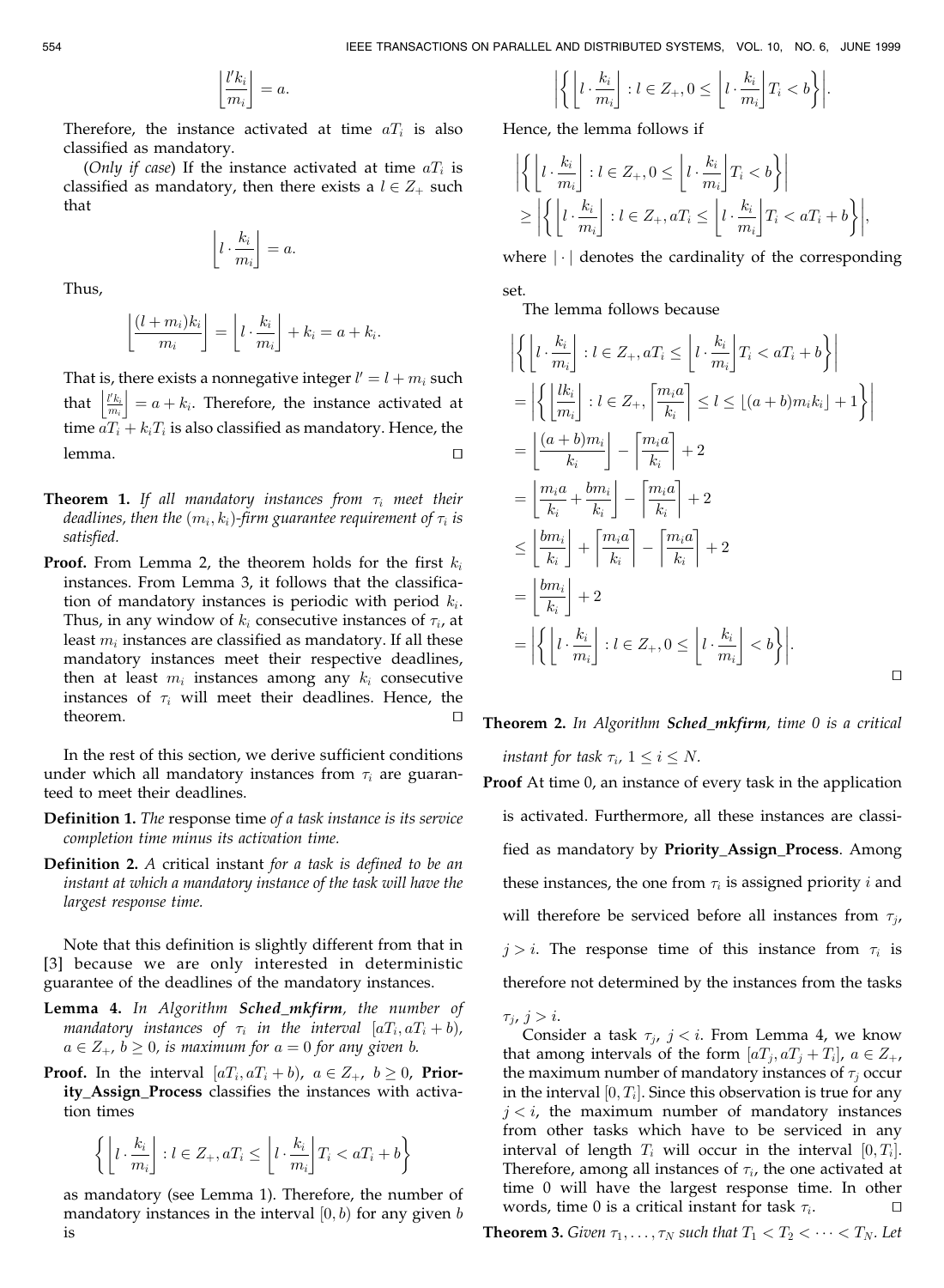$$\left\lfloor \frac{l' k_i}{m_i} \right\rfloor = a.$$

Therefore, the instance activated at time $aT_i$ is also classified as mandatory.

(*Only if case*) If the instance activated at time $aT_i$ is classified as mandatory, then there exists a $l \in Z_+$ such that

$$\left\lfloor l \cdot \frac{k_i}{m_i} \right\rfloor = a.$$

Thus,

$$\left\lfloor \frac{(l+m_i)k_i}{m_i} \right\rfloor = \left\lfloor l \cdot \frac{k_i}{m_i} \right\rfloor + k_i = a + k_i.$$

That is, there exists a nonnegative integer $l' = l + m_i$ such that $\left\lfloor \frac{l' k_i}{m_i} \right\rfloor = a + k_i$. Therefore, the instance activated at time $aT_i + k_i T_i$ is also classified as mandatory. Hence, the lemma. □

**Theorem 1.** *If all mandatory instances from $\tau_i$ meet their deadlines, then the $(m_i, k_i)$-firm guarantee requirement of $\tau_i$ is satisfied.*

**Proof.** From Lemma 2, the theorem holds for the first $k_i$ instances. From Lemma 3, it follows that the classification of mandatory instances is periodic with period $k_i$. Thus, in any window of $k_i$ consecutive instances of $\tau_i$, at least $m_i$ instances are classified as mandatory. If all these mandatory instances meet their respective deadlines, then at least $m_i$ instances among any $k_i$ consecutive instances of $\tau_i$ will meet their deadlines. Hence, the theorem. □

In the rest of this section, we derive sufficient conditions under which all mandatory instances from $\tau_i$ are guaranteed to meet their deadlines.

**Definition 1.** *The* response time *of a task instance is its service completion time minus its activation time.*

**Definition 2.** *A* critical instant *for a task is defined to be an instant at which a mandatory instance of the task will have the largest response time.*

Note that this definition is slightly different from that in [3] because we are only interested in deterministic guarantee of the deadlines of the mandatory instances.

**Lemma 4.** *In Algorithm **Sched_mkfirm**, the number of mandatory instances of $\tau_i$ in the interval $[aT_i, aT_i + b)$, $a \in Z_+$, $b \geq 0$, is maximum for $a = 0$ for any given $b$.*

**Proof.** In the interval $[aT_i, aT_i + b)$, $a \in Z_+$, $b \geq 0$, **Priority_Assign_Process** classifies the instances with activation times

$$\left\{ \left\lfloor l \cdot \frac{k_i}{m_i} \right\rfloor : l \in Z_+, aT_i \leq \left\lfloor l \cdot \frac{k_i}{m_i} \right\rfloor T_i < aT_i + b \right\}$$

as mandatory (see Lemma 1). Therefore, the number of mandatory instances in the interval $[0, b)$ for any given $b$ is

$$\left| \left\{ \left\lfloor l \cdot \frac{k_i}{m_i} \right\rfloor : l \in Z_+, 0 \leq \left\lfloor l \cdot \frac{k_i}{m_i} \right\rfloor T_i < b \right\} \right|.$$

Hence, the lemma follows if

$$\left| \left\{ \left\lfloor l \cdot \frac{k_i}{m_i} \right\rfloor : l \in Z_+, 0 \leq \left\lfloor l \cdot \frac{k_i}{m_i} \right\rfloor T_i < b \right\} \right| \geq \left| \left\{ \left\lfloor l \cdot \frac{k_i}{m_i} \right\rfloor : l \in Z_+, aT_i \leq \left\lfloor l \cdot \frac{k_i}{m_i} \right\rfloor T_i < aT_i + b \right\} \right|,$$

where $|\cdot|$ denotes the cardinality of the corresponding set.

The lemma follows because

$$\begin{aligned}
&\left| \left\{ \left\lfloor l \cdot \frac{k_i}{m_i} \right\rfloor : l \in Z_+, aT_i \leq \left\lfloor l \cdot \frac{k_i}{m_i} \right\rfloor T_i < aT_i + b \right\} \right| \\
&= \left| \left\{ \left\lfloor \frac{lk_i}{m_i} \right\rfloor : l \in Z_+, \left\lceil \frac{m_i a}{k_i} \right\rceil \leq l \leq \lfloor (a+b) m_i k_i \rfloor + 1 \right\} \right| \\
&= \left\lfloor \frac{(a+b)m_i}{k_i} \right\rfloor - \left\lceil \frac{m_i a}{k_i} \right\rceil + 2 \\
&= \left\lfloor \frac{m_i a}{k_i} + \frac{b m_i}{k_i} \right\rfloor - \left\lceil \frac{m_i a}{k_i} \right\rceil + 2 \\
&\leq \left\lfloor \frac{b m_i}{k_i} \right\rfloor + \left\lceil \frac{m_i a}{k_i} \right\rceil - \left\lceil \frac{m_i a}{k_i} \right\rceil + 2 \\
&= \left\lfloor \frac{b m_i}{k_i} \right\rfloor + 2 \\
&= \left| \left\{ \left\lfloor l \cdot \frac{k_i}{m_i} \right\rfloor : l \in Z_+, 0 \leq \left\lfloor l \cdot \frac{k_i}{m_i} \right\rfloor < b \right\} \right|.
\end{aligned}$$

□

**Theorem 2.** *In Algorithm **Sched_mkfirm**, time 0 is a critical instant for task $\tau_i$, $1 \leq i \leq N$.*

**Proof** At time 0, an instance of every task in the application is activated. Furthermore, all these instances are classified as mandatory by **Priority_Assign_Process**. Among these instances, the one from $\tau_i$ is assigned priority $i$ and will therefore be serviced before all instances from $\tau_j$, $j > i$. The response time of this instance from $\tau_i$ is therefore not determined by the instances from the tasks $\tau_j$, $j > i$.

Consider a task $\tau_j$, $j < i$. From Lemma 4, we know that among intervals of the form $[aT_j, aT_j + T_i]$, $a \in Z_+$, the maximum number of mandatory instances of $\tau_j$ occur in the interval $[0, T_i]$. Since this observation is true for any $j < i$, the maximum number of mandatory instances from other tasks which have to be serviced in any interval of length $T_i$ will occur in the interval $[0, T_i]$. Therefore, among all instances of $\tau_i$, the one activated at time 0 will have the largest response time. In other words, time 0 is a critical instant for task $\tau_i$. □

**Theorem 3.** *Given $\tau_1, \ldots, \tau_N$ such that $T_1 < T_2 < \cdots < T_N$. Let*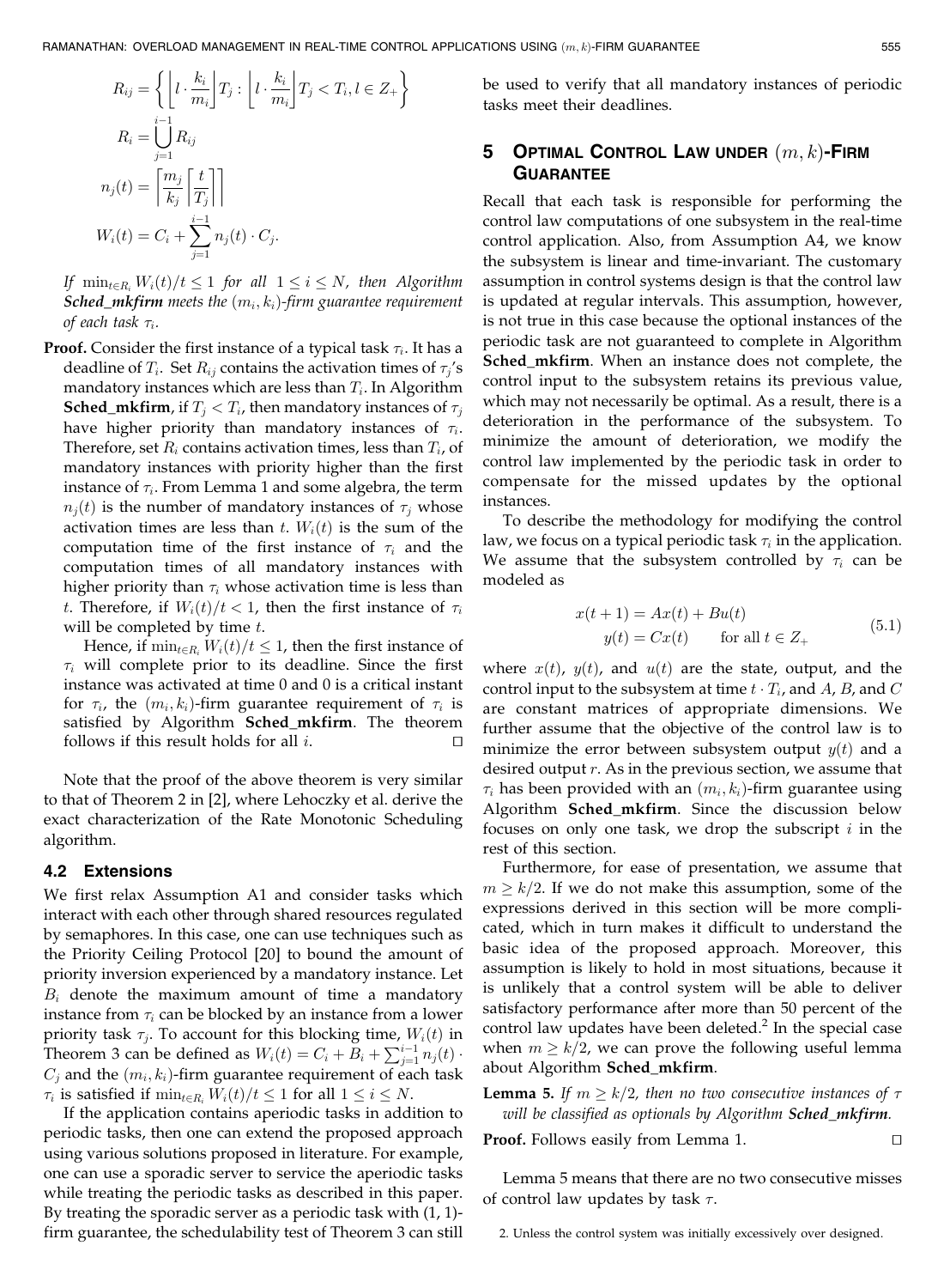$$R_{ij} = \left\{ \left\lfloor l \cdot \frac{k_i}{m_i} \right\rfloor T_j : \left\lfloor l \cdot \frac{k_i}{m_i} \right\rfloor T_j < T_i, l \in Z_+ \right\}$$

$$R_i = \bigcup_{j=1}^{i-1} R_{ij}$$

$$n_j(t) = \left\lceil \frac{m_j}{k_j} \left\lceil \frac{t}{T_j} \right\rceil \right\rceil$$

$$W_i(t) = C_i + \sum_{j=1}^{i-1} n_j(t) \cdot C_j.$$

*If* $\min_{t \in R_i} W_i(t)/t \leq 1$ *for all* $1 \leq i \leq N$, *then Algorithm* ***Sched_mkfirm*** *meets the* $(m_i, k_i)$*-firm guarantee requirement of each task* $\tau_i$.

**Proof.** Consider the first instance of a typical task $\tau_i$. It has a deadline of $T_i$. Set $R_{ij}$ contains the activation times of $\tau_j$'s mandatory instances which are less than $T_i$. In Algorithm **Sched_mkfirm**, if $T_j < T_i$, then mandatory instances of $\tau_j$ have higher priority than mandatory instances of $\tau_i$. Therefore, set $R_i$ contains activation times, less than $T_i$, of mandatory instances with priority higher than the first instance of $\tau_i$. From Lemma 1 and some algebra, the term $n_j(t)$ is the number of mandatory instances of $\tau_j$ whose activation times are less than $t$. $W_i(t)$ is the sum of the computation time of the first instance of $\tau_i$ and the computation times of all mandatory instances with higher priority than $\tau_i$ whose activation time is less than $t$. Therefore, if $W_i(t)/t < 1$, then the first instance of $\tau_i$ will be completed by time $t$.

Hence, if $\min_{t \in R_i} W_i(t)/t \leq 1$, then the first instance of $\tau_i$ will complete prior to its deadline. Since the first instance was activated at time 0 and 0 is a critical instant for $\tau_i$, the $(m_i, k_i)$-firm guarantee requirement of $\tau_i$ is satisfied by Algorithm **Sched_mkfirm**. The theorem follows if this result holds for all $i$. □

Note that the proof of the above theorem is very similar to that of Theorem 2 in [2], where Lehoczky et al. derive the exact characterization of the Rate Monotonic Scheduling algorithm.

### 4.2 Extensions

We first relax Assumption A1 and consider tasks which interact with each other through shared resources regulated by semaphores. In this case, one can use techniques such as the Priority Ceiling Protocol [20] to bound the amount of priority inversion experienced by a mandatory instance. Let $B_i$ denote the maximum amount of time a mandatory instance from $\tau_i$ can be blocked by an instance from a lower priority task $\tau_j$. To account for this blocking time, $W_i(t)$ in Theorem 3 can be defined as $W_i(t) = C_i + B_i + \sum_{j=1}^{i-1} n_j(t) \cdot C_j$ and the $(m_i, k_i)$-firm guarantee requirement of each task $\tau_i$ is satisfied if $\min_{t \in R_i} W_i(t)/t \leq 1$ for all $1 \leq i \leq N$.

If the application contains aperiodic tasks in addition to periodic tasks, then one can extend the proposed approach using various solutions proposed in literature. For example, one can use a sporadic server to service the aperiodic tasks while treating the periodic tasks as described in this paper. By treating the sporadic server as a periodic task with (1, 1)-firm guarantee, the schedulability test of Theorem 3 can still be used to verify that all mandatory instances of periodic tasks meet their deadlines.

## 5 Optimal Control Law under $(m, k)$-Firm Guarantee

Recall that each task is responsible for performing the control law computations of one subsystem in the real-time control application. Also, from Assumption A4, we know the subsystem is linear and time-invariant. The customary assumption in control systems design is that the control law is updated at regular intervals. This assumption, however, is not true in this case because the optional instances of the periodic task are not guaranteed to complete in Algorithm **Sched_mkfirm**. When an instance does not complete, the control input to the subsystem retains its previous value, which may not necessarily be optimal. As a result, there is a deterioration in the performance of the subsystem. To minimize the amount of deterioration, we modify the control law implemented by the periodic task in order to compensate for the missed updates by the optional instances.

To describe the methodology for modifying the control law, we focus on a typical periodic task $\tau_i$ in the application. We assume that the subsystem controlled by $\tau_i$ can be modeled as

$$\begin{aligned} x(t+1) &= Ax(t) + Bu(t) \\ y(t) &= Cx(t) \qquad \text{for all } t \in Z_+ \end{aligned} \tag{5.1}$$

where $x(t)$, $y(t)$, and $u(t)$ are the state, output, and the control input to the subsystem at time $t \cdot T_i$, and $A$, $B$, and $C$ are constant matrices of appropriate dimensions. We further assume that the objective of the control law is to minimize the error between subsystem output $y(t)$ and a desired output $r$. As in the previous section, we assume that $\tau_i$ has been provided with an $(m_i, k_i)$-firm guarantee using Algorithm **Sched_mkfirm**. Since the discussion below focuses on only one task, we drop the subscript $i$ in the rest of this section.

Furthermore, for ease of presentation, we assume that $m \geq k/2$. If we do not make this assumption, some of the expressions derived in this section will be more complicated, which in turn makes it difficult to understand the basic idea of the proposed approach. Moreover, this assumption is likely to hold in most situations, because it is unlikely that a control system will be able to deliver satisfactory performance after more than 50 percent of the control law updates have been deleted.[2] In the special case when $m \geq k/2$, we can prove the following useful lemma about Algorithm **Sched_mkfirm**.

**Lemma 5.** *If* $m \geq k/2$, *then no two consecutive instances of* $\tau$ *will be classified as optionals by Algorithm* ***Sched_mkfirm***.

**Proof.** Follows easily from Lemma 1. □

Lemma 5 means that there are no two consecutive misses of control law updates by task $\tau$.

2. Unless the control system was initially excessively over designed.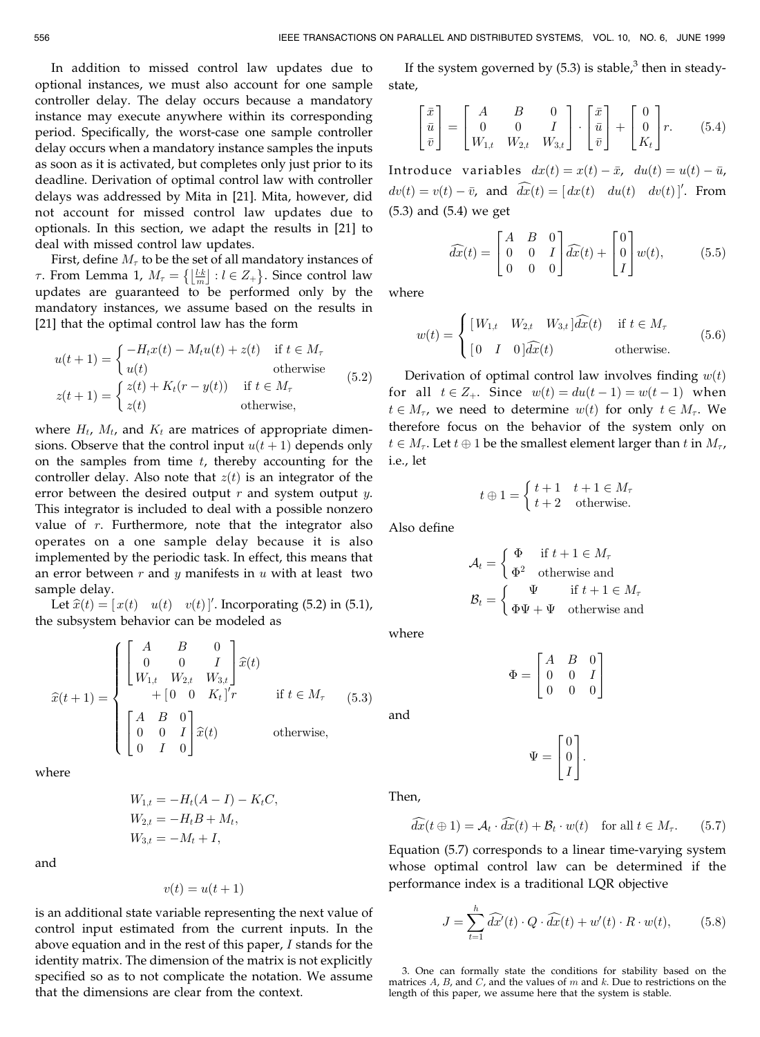In addition to missed control law updates due to optional instances, we must also account for one sample controller delay. The delay occurs because a mandatory instance may execute anywhere within its corresponding period. Specifically, the worst-case one sample controller delay occurs when a mandatory instance samples the inputs as soon as it is activated, but completes only just prior to its deadline. Derivation of optimal control law with controller delays was addressed by Mita in [21]. Mita, however, did not account for missed control law updates due to optionals. In this section, we adapt the results in [21] to deal with missed control law updates.

First, define $M_\tau$ to be the set of all mandatory instances of $\tau$. From Lemma 1, $M_\tau = \left\{ \left\lfloor \frac{l \cdot k}{m} \right\rfloor : l \in Z_+ \right\}$. Since control law updates are guaranteed to be performed only by the mandatory instances, we assume based on the results in [21] that the optimal control law has the form

$$
\begin{aligned}
u(t+1) &= \begin{cases} -H_t x(t) - M_t u(t) + z(t) & \text{if } t \in M_\tau \\ u(t) & \text{otherwise} \end{cases} \\
z(t+1) &= \begin{cases} z(t) + K_t(r - y(t)) & \text{if } t \in M_\tau \\ z(t) & \text{otherwise,} \end{cases}
\end{aligned} \tag{5.2}
$$

where $H_t$, $M_t$, and $K_t$ are matrices of appropriate dimensions. Observe that the control input $u(t+1)$ depends only on the samples from time $t$, thereby accounting for the controller delay. Also note that $z(t)$ is an integrator of the error between the desired output $r$ and system output $y$. This integrator is included to deal with a possible nonzero value of $r$. Furthermore, note that the integrator also operates on a one sample delay because it is also implemented by the periodic task. In effect, this means that an error between $r$ and $y$ manifests in $u$ with at least two sample delay.

Let $\widehat{x}(t) = [\,x(t) \quad u(t) \quad v(t)\,]'$. Incorporating (5.2) in (5.1), the subsystem behavior can be modeled as

$$
\widehat{x}(t+1) = \begin{cases} \begin{bmatrix} A & B & 0 \\ 0 & 0 & I \\ W_{1,t} & W_{2,t} & W_{3,t} \end{bmatrix} \widehat{x}(t) + [\,0 \quad 0 \quad K_t\,]' r & \text{if } t \in M_\tau \\ \begin{bmatrix} A & B & 0 \\ 0 & 0 & I \\ 0 & I & 0 \end{bmatrix} \widehat{x}(t) & \text{otherwise,} \end{cases} \tag{5.3}
$$

where

$$
\begin{aligned}
W_{1,t} &= -H_t(A - I) - K_t C, \\
W_{2,t} &= -H_t B + M_t, \\
W_{3,t} &= -M_t + I,
\end{aligned}
$$

and

$$
v(t) = u(t+1)
$$

is an additional state variable representing the next value of control input estimated from the current inputs. In the above equation and in the rest of this paper, $I$ stands for the identity matrix. The dimension of the matrix is not explicitly specified so as to not complicate the notation. We assume that the dimensions are clear from the context.

If the system governed by (5.3) is stable,[3] then in steady-state,

$$
\begin{bmatrix} \bar{x} \\ \bar{u} \\ \bar{v} \end{bmatrix} = \begin{bmatrix} A & B & 0 \\ 0 & 0 & I \\ W_{1,t} & W_{2,t} & W_{3,t} \end{bmatrix} \cdot \begin{bmatrix} \bar{x} \\ \bar{u} \\ \bar{v} \end{bmatrix} + \begin{bmatrix} 0 \\ 0 \\ K_t \end{bmatrix} r. \tag{5.4}
$$

Introduce variables $dx(t) = x(t) - \bar{x}$, $du(t) = u(t) - \bar{u}$, $dv(t) = v(t) - \bar{v}$, and $\widehat{dx}(t) = [\,dx(t) \quad du(t) \quad dv(t)\,]'$. From (5.3) and (5.4) we get

$$
\widehat{dx}(t) = \begin{bmatrix} A & B & 0 \\ 0 & 0 & I \\ 0 & 0 & 0 \end{bmatrix} \widehat{dx}(t) + \begin{bmatrix} 0 \\ 0 \\ I \end{bmatrix} w(t), \tag{5.5}
$$

where

$$
w(t) = \begin{cases} [\,W_{1,t} \quad W_{2,t} \quad W_{3,t}\,] \widehat{dx}(t) & \text{if } t \in M_\tau \\ [\,0 \quad I \quad 0\,] \widehat{dx}(t) & \text{otherwise.} \end{cases} \tag{5.6}
$$

Derivation of optimal control law involves finding $w(t)$ for all $t \in Z_+$. Since $w(t) = du(t-1) = w(t-1)$ when $t \in M_\tau$, we need to determine $w(t)$ for only $t \in M_\tau$. We therefore focus on the behavior of the system only on $t \in M_\tau$. Let $t \oplus 1$ be the smallest element larger than $t$ in $M_\tau$, i.e., let

$$
t \oplus 1 = \begin{cases} t+1 & t+1 \in M_\tau \\ t+2 & \text{otherwise.} \end{cases}
$$

Also define

$$
\mathcal{A}_t = \begin{cases} \Phi & \text{if } t+1 \in M_\tau \\ \Phi^2 & \text{otherwise and} \end{cases}
$$

$$
\mathcal{B}_t = \begin{cases} \Psi & \text{if } t+1 \in M_\tau \\ \Phi\Psi + \Psi & \text{otherwise and} \end{cases}
$$

where

$$
\Phi = \begin{bmatrix} A & B & 0 \\ 0 & 0 & I \\ 0 & 0 & 0 \end{bmatrix}
$$

and

$$
\Psi = \begin{bmatrix} 0 \\ 0 \\ I \end{bmatrix}.
$$

Then,

$$
\widehat{dx}(t \oplus 1) = \mathcal{A}_t \cdot \widehat{dx}(t) + \mathcal{B}_t \cdot w(t) \quad \text{for all } t \in M_\tau. \tag{5.7}
$$

Equation (5.7) corresponds to a linear time-varying system whose optimal control law can be determined if the performance index is a traditional LQR objective

$$
J = \sum_{t=1}^{h} \widehat{dx}'(t) \cdot Q \cdot \widehat{dx}(t) + w'(t) \cdot R \cdot w(t), \tag{5.8}
$$

3. One can formally state the conditions for stability based on the matrices $A$, $B$, and $C$, and the values of $m$ and $k$. Due to restrictions on the length of this paper, we assume here that the system is stable.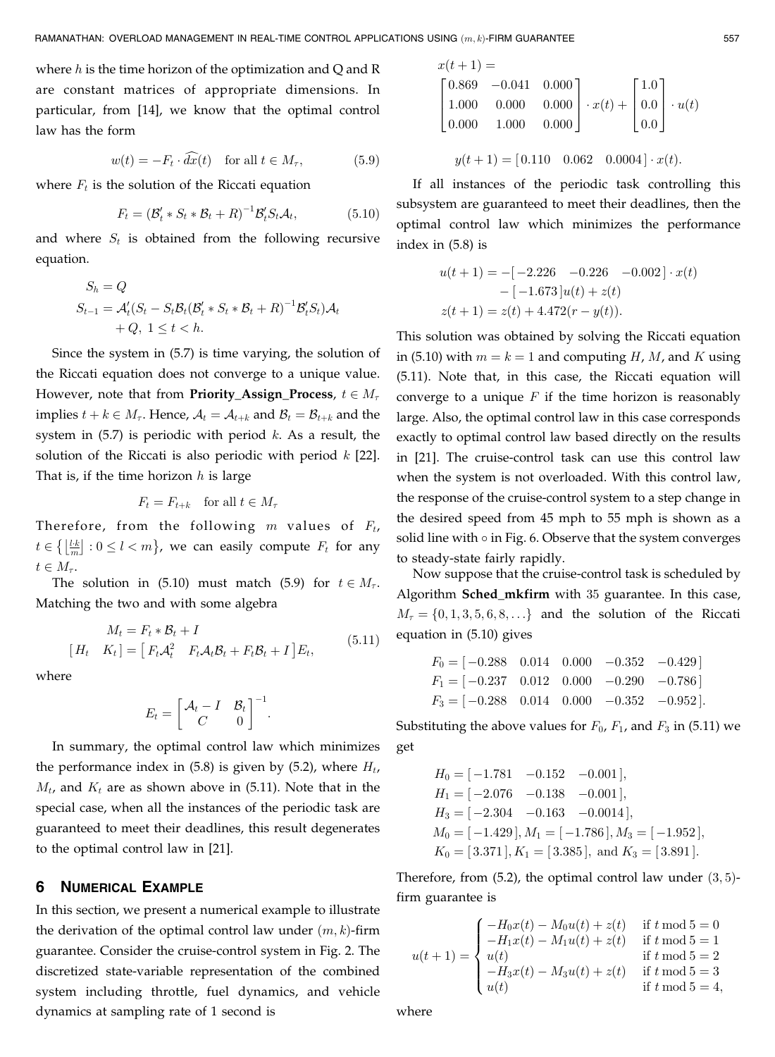where $h$ is the time horizon of the optimization and Q and R are constant matrices of appropriate dimensions. In particular, from [14], we know that the optimal control law has the form

$$w(t) = -F_t \cdot \widehat{dx}(t) \quad \text{for all } t \in M_\tau, \tag{5.9}$$

where $F_t$ is the solution of the Riccati equation

$$F_t = (\mathcal{B}'_t * S_t * \mathcal{B}_t + R)^{-1} \mathcal{B}'_t S_t \mathcal{A}_t, \tag{5.10}$$

and where $S_t$ is obtained from the following recursive equation.

$$\begin{aligned} S_h &= Q \\ S_{t-1} &= \mathcal{A}'_t (S_t - S_t \mathcal{B}_t (\mathcal{B}'_t * S_t * \mathcal{B}_t + R)^{-1} \mathcal{B}'_t S_t) \mathcal{A}_t \\ &\quad + Q, \ 1 \le t < h. \end{aligned}$$

Since the system in (5.7) is time varying, the solution of the Riccati equation does not converge to a unique value. However, note that from **Priority_Assign_Process**, $t \in M_\tau$ implies $t + k \in M_\tau$. Hence, $\mathcal{A}_t = \mathcal{A}_{t+k}$ and $\mathcal{B}_t = \mathcal{B}_{t+k}$ and the system in (5.7) is periodic with period $k$. As a result, the solution of the Riccati is also periodic with period $k$ [22]. That is, if the time horizon $h$ is large

$$F_t = F_{t+k} \quad \text{for all } t \in M_\tau$$

Therefore, from the following $m$ values of $F_t$, $t \in \left\{ \left\lfloor \frac{lk}{m} \right\rfloor : 0 \le l < m \right\}$, we can easily compute $F_t$ for any $t \in M_\tau$.

The solution in (5.10) must match (5.9) for $t \in M_\tau$. Matching the two and with some algebra

$$\begin{aligned} M_t &= F_t * \mathcal{B}_t + I \\ [\,H_t \quad K_t\,] &= [\,F_t \mathcal{A}_t^2 \quad F_t \mathcal{A}_t \mathcal{B}_t + F_t \mathcal{B}_t + I\,] E_t, \end{aligned} \tag{5.11}$$

where

$$E_t = \begin{bmatrix} \mathcal{A}_t - I & \mathcal{B}_t \\ C & 0 \end{bmatrix}^{-1}.$$

In summary, the optimal control law which minimizes the performance index in (5.8) is given by (5.2), where $H_t$, $M_t$, and $K_t$ are as shown above in (5.11). Note that in the special case, when all the instances of the periodic task are guaranteed to meet their deadlines, this result degenerates to the optimal control law in [21].

## 6 Numerical Example

In this section, we present a numerical example to illustrate the derivation of the optimal control law under $(m, k)$-firm guarantee. Consider the cruise-control system in Fig. 2. The discretized state-variable representation of the combined system including throttle, fuel dynamics, and vehicle dynamics at sampling rate of 1 second is

$$x(t+1) = \begin{bmatrix} 0.869 & -0.041 & 0.000 \\ 1.000 & 0.000 & 0.000 \\ 0.000 & 1.000 & 0.000 \end{bmatrix} \cdot x(t) + \begin{bmatrix} 1.0 \\ 0.0 \\ 0.0 \end{bmatrix} \cdot u(t)$$

$$y(t+1) = [\,0.110 \quad 0.062 \quad 0.0004\,] \cdot x(t).$$

If all instances of the periodic task controlling this subsystem are guaranteed to meet their deadlines, then the optimal control law which minimizes the performance index in (5.8) is

$$\begin{aligned} u(t+1) &= -[\,-2.226 \quad -0.226 \quad -0.002\,] \cdot x(t) \\ &\quad - [\,-1.673\,] u(t) + z(t) \\ z(t+1) &= z(t) + 4.472(r - y(t)). \end{aligned}$$

This solution was obtained by solving the Riccati equation in (5.10) with $m = k = 1$ and computing $H$, $M$, and $K$ using (5.11). Note that, in this case, the Riccati equation will converge to a unique $F$ if the time horizon is reasonably large. Also, the optimal control law in this case corresponds exactly to optimal control law based directly on the results in [21]. The cruise-control task can use this control law when the system is not overloaded. With this control law, the response of the cruise-control system to a step change in the desired speed from 45 mph to 55 mph is shown as a solid line with ∘ in Fig. 6. Observe that the system converges to steady-state fairly rapidly.

Now suppose that the cruise-control task is scheduled by Algorithm **Sched_mkfirm** with 35 guarantee. In this case, $M_\tau = \{0, 1, 3, 5, 6, 8, \ldots\}$ and the solution of the Riccati equation in (5.10) gives

$$\begin{aligned} F_0 &= [\,-0.288 \quad 0.014 \quad 0.000 \quad -0.352 \quad -0.429\,] \\ F_1 &= [\,-0.237 \quad 0.012 \quad 0.000 \quad -0.290 \quad -0.786\,] \\ F_3 &= [\,-0.288 \quad 0.014 \quad 0.000 \quad -0.352 \quad -0.952\,]. \end{aligned}$$

Substituting the above values for $F_0$, $F_1$, and $F_3$ in (5.11) we get

$$\begin{aligned} H_0 &= [\,-1.781 \quad -0.152 \quad -0.001\,], \\ H_1 &= [\,-2.076 \quad -0.138 \quad -0.001\,], \\ H_3 &= [\,-2.304 \quad -0.163 \quad -0.0014\,], \\ M_0 &= [\,-1.429\,], M_1 = [\,-1.786\,], M_3 = [\,-1.952\,], \\ K_0 &= [\,3.371\,], K_1 = [\,3.385\,], \text{ and } K_3 = [\,3.891\,]. \end{aligned}$$

Therefore, from (5.2), the optimal control law under $(3, 5)$-firm guarantee is

$$u(t+1) = \begin{cases} -H_0 x(t) - M_0 u(t) + z(t) & \text{if } t \bmod 5 = 0 \\ -H_1 x(t) - M_1 u(t) + z(t) & \text{if } t \bmod 5 = 1 \\ u(t) & \text{if } t \bmod 5 = 2 \\ -H_3 x(t) - M_3 u(t) + z(t) & \text{if } t \bmod 5 = 3 \\ u(t) & \text{if } t \bmod 5 = 4, \end{cases}$$

where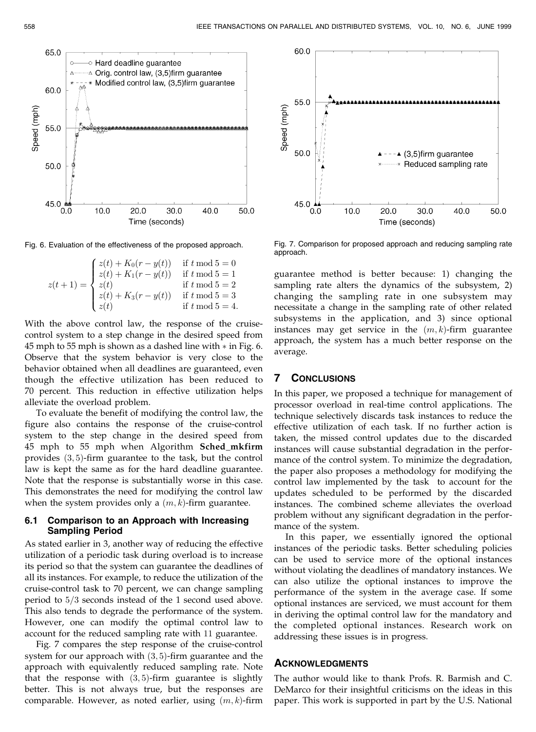Fig. 6. Evaluation of the effectiveness of the proposed approach.

Fig. 7. Comparison for proposed approach and reducing sampling rate approach.

$$z(t+1) = \begin{cases} z(t) + K_0(r - y(t)) & \text{if } t \bmod 5 = 0 \\ z(t) + K_1(r - y(t)) & \text{if } t \bmod 5 = 1 \\ z(t) & \text{if } t \bmod 5 = 2 \\ z(t) + K_3(r - y(t)) & \text{if } t \bmod 5 = 3 \\ z(t) & \text{if } t \bmod 5 = 4. \end{cases}$$

With the above control law, the response of the cruise-control system to a step change in the desired speed from 45 mph to 55 mph is shown as a dashed line with $*$ in Fig. 6. Observe that the system behavior is very close to the behavior obtained when all deadlines are guaranteed, even though the effective utilization has been reduced to 70 percent. This reduction in effective utilization helps alleviate the overload problem.

To evaluate the benefit of modifying the control law, the figure also contains the response of the cruise-control system to the step change in the desired speed from 45 mph to 55 mph when Algorithm **Sched_mkfirm** provides $(3,5)$-firm guarantee to the task, but the control law is kept the same as for the hard deadline guarantee. Note that the response is substantially worse in this case. This demonstrates the need for modifying the control law when the system provides only a $(m,k)$-firm guarantee.

### 6.1 Comparison to an Approach with Increasing Sampling Period

As stated earlier in 3, another way of reducing the effective utilization of a periodic task during overload is to increase its period so that the system can guarantee the deadlines of all its instances. For example, to reduce the utilization of the cruise-control task to 70 percent, we can change sampling period to $5/3$ seconds instead of the 1 second used above. This also tends to degrade the performance of the system. However, one can modify the optimal control law to account for the reduced sampling rate with 11 guarantee.

Fig. 7 compares the step response of the cruise-control system for our approach with $(3,5)$-firm guarantee and the approach with equivalently reduced sampling rate. Note that the response with $(3,5)$-firm guarantee is slightly better. This is not always true, but the responses are comparable. However, as noted earlier, using $(m,k)$-firm guarantee method is better because: 1) changing the sampling rate alters the dynamics of the subsystem, 2) changing the sampling rate in one subsystem may necessitate a change in the sampling rate of other related subsystems in the application, and 3) since optional instances may get service in the $(m,k)$-firm guarantee approach, the system has a much better response on the average.

## 7 Conclusions

In this paper, we proposed a technique for management of processor overload in real-time control applications. The technique selectively discards task instances to reduce the effective utilization of each task. If no further action is taken, the missed control updates due to the discarded instances will cause substantial degradation in the performance of the control system. To minimize the degradation, the paper also proposes a methodology for modifying the control law implemented by the task to account for the updates scheduled to be performed by the discarded instances. The combined scheme alleviates the overload problem without any significant degradation in the performance of the system.

In this paper, we essentially ignored the optional instances of the periodic tasks. Better scheduling policies can be used to service more of the optional instances without violating the deadlines of mandatory instances. We can also utilize the optional instances to improve the performance of the system in the average case. If some optional instances are serviced, we must account for them in deriving the optimal control law for the mandatory and the completed optional instances. Research work on addressing these issues is in progress.

## Acknowledgments

The author would like to thank Profs. R. Barmish and C. DeMarco for their insightful criticisms on the ideas in this paper. This work is supported in part by the U.S. National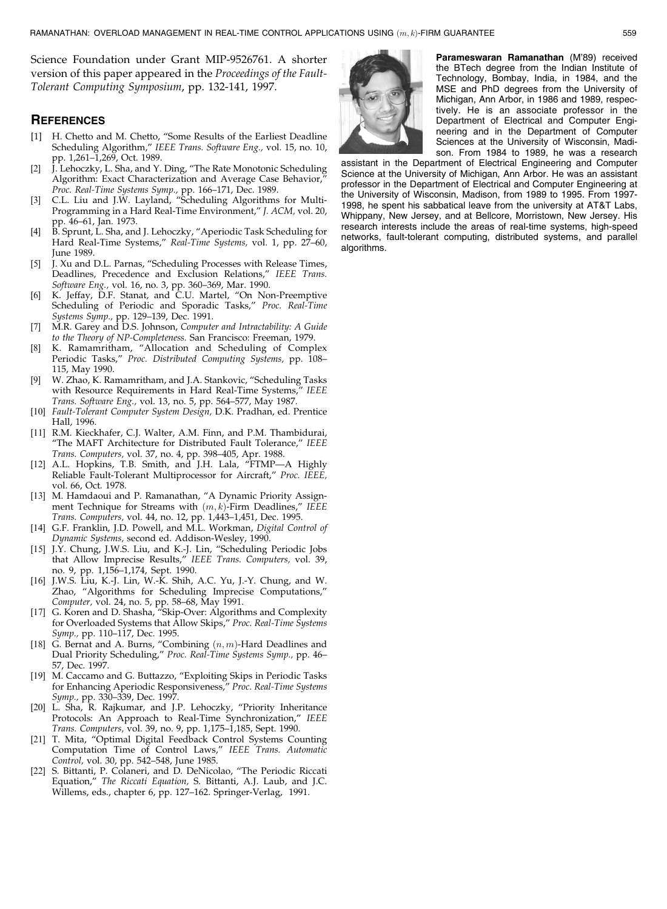Science Foundation under Grant MIP-9526761. A shorter version of this paper appeared in the *Proceedings of the Fault-Tolerant Computing Symposium*, pp. 132-141, 1997.

## References

[1] H. Chetto and M. Chetto, "Some Results of the Earliest Deadline Scheduling Algorithm," *IEEE Trans. Software Eng.*, vol. 15, no. 10, pp. 1,261–1,269, Oct. 1989.

[2] J. Lehoczky, L. Sha, and Y. Ding, "The Rate Monotonic Scheduling Algorithm: Exact Characterization and Average Case Behavior," *Proc. Real-Time Systems Symp.*, pp. 166–171, Dec. 1989.

[3] C.L. Liu and J.W. Layland, "Scheduling Algorithms for Multi-Programming in a Hard Real-Time Environment," *J. ACM*, vol. 20, pp. 46–61, Jan. 1973.

[4] B. Sprunt, L. Sha, and J. Lehoczky, "Aperiodic Task Scheduling for Hard Real-Time Systems," *Real-Time Systems*, vol. 1, pp. 27–60, June 1989.

[5] J. Xu and D.L. Parnas, "Scheduling Processes with Release Times, Deadlines, Precedence and Exclusion Relations," *IEEE Trans. Software Eng.*, vol. 16, no. 3, pp. 360–369, Mar. 1990.

[6] K. Jeffay, D.F. Stanat, and C.U. Martel, "On Non-Preemptive Scheduling of Periodic and Sporadic Tasks," *Proc. Real-Time Systems Symp.*, pp. 129–139, Dec. 1991.

[7] M.R. Garey and D.S. Johnson, *Computer and Intractability: A Guide to the Theory of NP-Completeness.* San Francisco: Freeman, 1979.

[8] K. Ramamritham, "Allocation and Scheduling of Complex Periodic Tasks," *Proc. Distributed Computing Systems*, pp. 108–115, May 1990.

[9] W. Zhao, K. Ramamritham, and J.A. Stankovic, "Scheduling Tasks with Resource Requirements in Hard Real-Time Systems," *IEEE Trans. Software Eng.*, vol. 13, no. 5, pp. 564–577, May 1987.

[10] *Fault-Tolerant Computer System Design*, D.K. Pradhan, ed. Prentice Hall, 1996.

[11] R.M. Kieckhafer, C.J. Walter, A.M. Finn, and P.M. Thambidurai, "The MAFT Architecture for Distributed Fault Tolerance," *IEEE Trans. Computers*, vol. 37, no. 4, pp. 398–405, Apr. 1988.

[12] A.L. Hopkins, T.B. Smith, and J.H. Lala, "FTMP—A Highly Reliable Fault-Tolerant Multiprocessor for Aircraft," *Proc. IEEE*, vol. 66, Oct. 1978.

[13] M. Hamdaoui and P. Ramanathan, "A Dynamic Priority Assignment Technique for Streams with $(m, k)$-Firm Deadlines," *IEEE Trans. Computers*, vol. 44, no. 12, pp. 1,443–1,451, Dec. 1995.

[14] G.F. Franklin, J.D. Powell, and M.L. Workman, *Digital Control of Dynamic Systems*, second ed. Addison-Wesley, 1990.

[15] J.Y. Chung, J.W.S. Liu, and K.-J. Lin, "Scheduling Periodic Jobs that Allow Imprecise Results," *IEEE Trans. Computers*, vol. 39, no. 9, pp. 1,156–1,174, Sept. 1990.

[16] J.W.S. Liu, K.-J. Lin, W.-K. Shih, A.C. Yu, J.-Y. Chung, and W. Zhao, "Algorithms for Scheduling Imprecise Computations," *Computer*, vol. 24, no. 5, pp. 58–68, May 1991.

[17] G. Koren and D. Shasha, "Skip-Over: Algorithms and Complexity for Overloaded Systems that Allow Skips," *Proc. Real-Time Systems Symp.*, pp. 110–117, Dec. 1995.

[18] G. Bernat and A. Burns, "Combining $(n, m)$-Hard Deadlines and Dual Priority Scheduling," *Proc. Real-Time Systems Symp.*, pp. 46–57, Dec. 1997.

[19] M. Caccamo and G. Buttazzo, "Exploiting Skips in Periodic Tasks for Enhancing Aperiodic Responsiveness," *Proc. Real-Time Systems Symp.*, pp. 330–339, Dec. 1997.

[20] L. Sha, R. Rajkumar, and J.P. Lehoczky, "Priority Inheritance Protocols: An Approach to Real-Time Synchronization," *IEEE Trans. Computers*, vol. 39, no. 9, pp. 1,175–1,185, Sept. 1990.

[21] T. Mita, "Optimal Digital Feedback Control Systems Counting Computation Time of Control Laws," *IEEE Trans. Automatic Control*, vol. 30, pp. 542–548, June 1985.

[22] S. Bittanti, P. Colaneri, and D. DeNicolao, "The Periodic Riccati Equation," *The Riccati Equation*, S. Bittanti, A.J. Laub, and J.C. Willems, eds., chapter 6, pp. 127–162. Springer-Verlag, 1991.

**Parameswaran Ramanathan** (M'89) received the BTech degree from the Indian Institute of Technology, Bombay, India, in 1984, and the MSE and PhD degrees from the University of Michigan, Ann Arbor, in 1986 and 1989, respectively. He is an associate professor in the Department of Electrical and Computer Engineering and in the Department of Computer Sciences at the University of Wisconsin, Madison. From 1984 to 1989, he was a research assistant in the Department of Electrical Engineering and Computer Science at the University of Michigan, Ann Arbor. He was an assistant professor in the Department of Electrical and Computer Engineering at the University of Wisconsin, Madison, from 1989 to 1995. From 1997-1998, he spent his sabbatical leave from the university at AT&T Labs, Whippany, New Jersey, and at Bellcore, Morristown, New Jersey. His research interests include the areas of real-time systems, high-speed networks, fault-tolerant computing, distributed systems, and parallel algorithms.